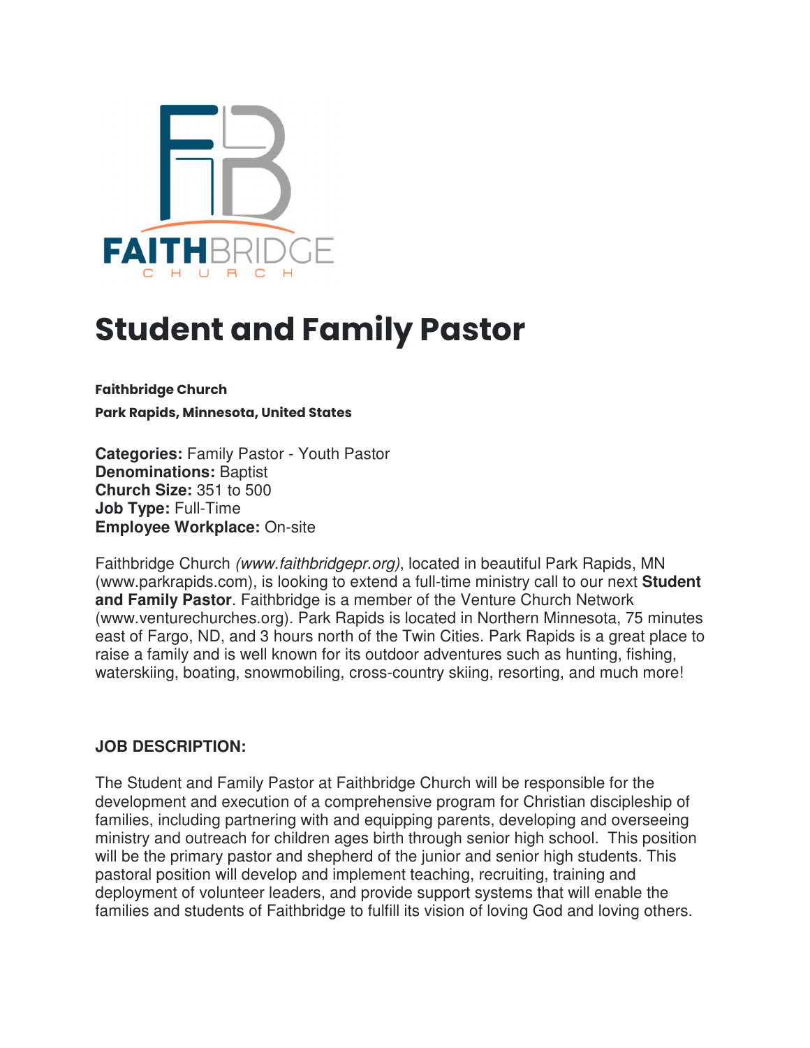FAITHBRIDGE CHURCH

# Student and Family Pastor

**Faithbridge Church**

**Park Rapids, Minnesota, United States**

**Categories:** Family Pastor - Youth Pastor
**Denominations:** Baptist
**Church Size:** 351 to 500
**Job Type:** Full-Time
**Employee Workplace:** On-site

Faithbridge Church *(www.faithbridgepr.org)*, located in beautiful Park Rapids, MN (www.parkrapids.com), is looking to extend a full-time ministry call to our next **Student and Family Pastor**. Faithbridge is a member of the Venture Church Network (www.venturechurches.org). Park Rapids is located in Northern Minnesota, 75 minutes east of Fargo, ND, and 3 hours north of the Twin Cities. Park Rapids is a great place to raise a family and is well known for its outdoor adventures such as hunting, fishing, waterskiing, boating, snowmobiling, cross-country skiing, resorting, and much more!

**JOB DESCRIPTION:**

The Student and Family Pastor at Faithbridge Church will be responsible for the development and execution of a comprehensive program for Christian discipleship of families, including partnering with and equipping parents, developing and overseeing ministry and outreach for children ages birth through senior high school. This position will be the primary pastor and shepherd of the junior and senior high students. This pastoral position will develop and implement teaching, recruiting, training and deployment of volunteer leaders, and provide support systems that will enable the families and students of Faithbridge to fulfill its vision of loving God and loving others.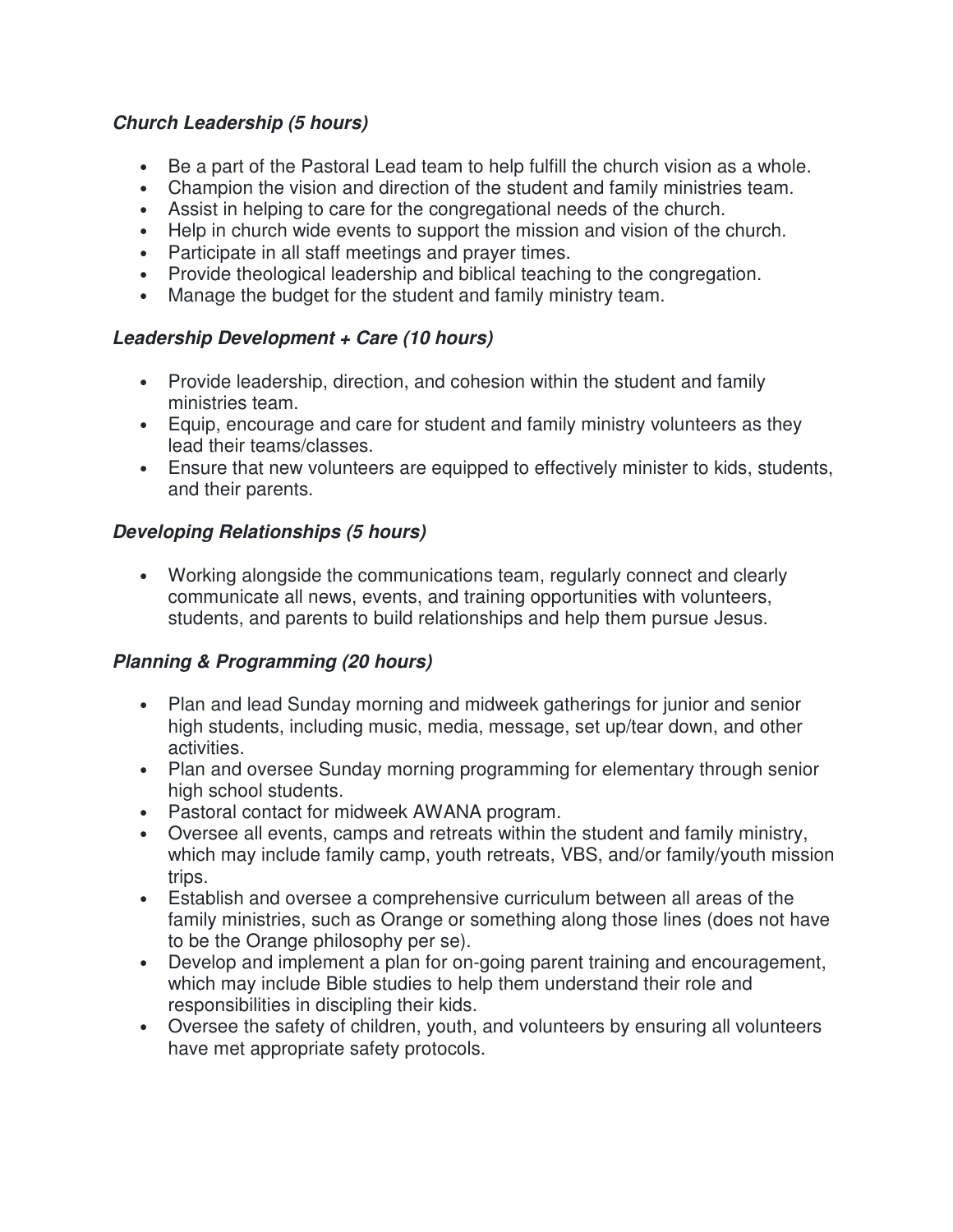***Church Leadership (5 hours)***

- Be a part of the Pastoral Lead team to help fulfill the church vision as a whole.
- Champion the vision and direction of the student and family ministries team.
- Assist in helping to care for the congregational needs of the church.
- Help in church wide events to support the mission and vision of the church.
- Participate in all staff meetings and prayer times.
- Provide theological leadership and biblical teaching to the congregation.
- Manage the budget for the student and family ministry team.

***Leadership Development + Care (10 hours)***

- Provide leadership, direction, and cohesion within the student and family ministries team.
- Equip, encourage and care for student and family ministry volunteers as they lead their teams/classes.
- Ensure that new volunteers are equipped to effectively minister to kids, students, and their parents.

***Developing Relationships (5 hours)***

- Working alongside the communications team, regularly connect and clearly communicate all news, events, and training opportunities with volunteers, students, and parents to build relationships and help them pursue Jesus.

***Planning & Programming (20 hours)***

- Plan and lead Sunday morning and midweek gatherings for junior and senior high students, including music, media, message, set up/tear down, and other activities.
- Plan and oversee Sunday morning programming for elementary through senior high school students.
- Pastoral contact for midweek AWANA program.
- Oversee all events, camps and retreats within the student and family ministry, which may include family camp, youth retreats, VBS, and/or family/youth mission trips.
- Establish and oversee a comprehensive curriculum between all areas of the family ministries, such as Orange or something along those lines (does not have to be the Orange philosophy per se).
- Develop and implement a plan for on-going parent training and encouragement, which may include Bible studies to help them understand their role and responsibilities in discipling their kids.
- Oversee the safety of children, youth, and volunteers by ensuring all volunteers have met appropriate safety protocols.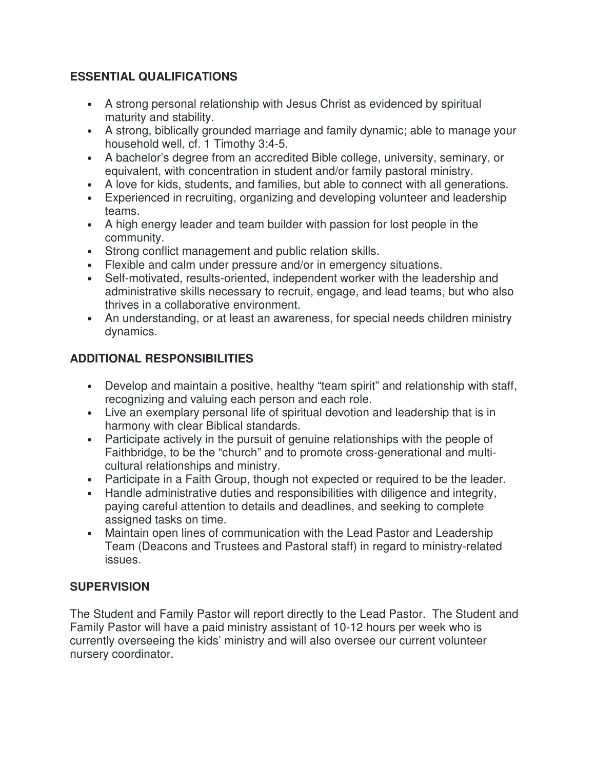## ESSENTIAL QUALIFICATIONS

- A strong personal relationship with Jesus Christ as evidenced by spiritual maturity and stability.
- A strong, biblically grounded marriage and family dynamic; able to manage your household well, cf. 1 Timothy 3:4-5.
- A bachelor's degree from an accredited Bible college, university, seminary, or equivalent, with concentration in student and/or family pastoral ministry.
- A love for kids, students, and families, but able to connect with all generations.
- Experienced in recruiting, organizing and developing volunteer and leadership teams.
- A high energy leader and team builder with passion for lost people in the community.
- Strong conflict management and public relation skills.
- Flexible and calm under pressure and/or in emergency situations.
- Self-motivated, results-oriented, independent worker with the leadership and administrative skills necessary to recruit, engage, and lead teams, but who also thrives in a collaborative environment.
- An understanding, or at least an awareness, for special needs children ministry dynamics.

## ADDITIONAL RESPONSIBILITIES

- Develop and maintain a positive, healthy "team spirit" and relationship with staff, recognizing and valuing each person and each role.
- Live an exemplary personal life of spiritual devotion and leadership that is in harmony with clear Biblical standards.
- Participate actively in the pursuit of genuine relationships with the people of Faithbridge, to be the "church" and to promote cross-generational and multi-cultural relationships and ministry.
- Participate in a Faith Group, though not expected or required to be the leader.
- Handle administrative duties and responsibilities with diligence and integrity, paying careful attention to details and deadlines, and seeking to complete assigned tasks on time.
- Maintain open lines of communication with the Lead Pastor and Leadership Team (Deacons and Trustees and Pastoral staff) in regard to ministry-related issues.

## SUPERVISION

The Student and Family Pastor will report directly to the Lead Pastor. The Student and Family Pastor will have a paid ministry assistant of 10-12 hours per week who is currently overseeing the kids' ministry and will also oversee our current volunteer nursery coordinator.